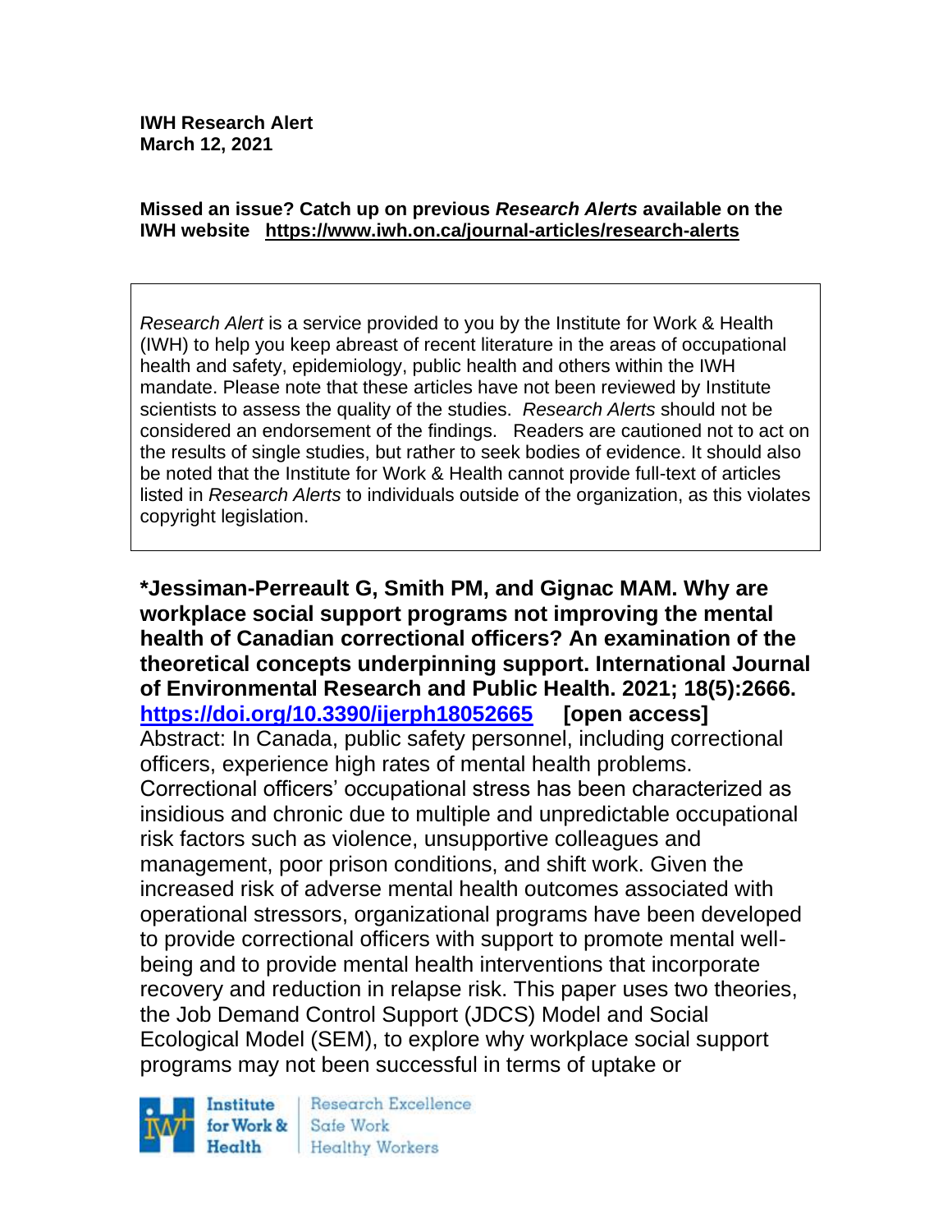**IWH Research Alert**
**March 12, 2021**

**Missed an issue? Catch up on previous *Research Alerts* available on the IWH website https://www.iwh.on.ca/journal-articles/research-alerts**

*Research Alert* is a service provided to you by the Institute for Work & Health (IWH) to help you keep abreast of recent literature in the areas of occupational health and safety, epidemiology, public health and others within the IWH mandate. Please note that these articles have not been reviewed by Institute scientists to assess the quality of the studies. *Research Alerts* should not be considered an endorsement of the findings. Readers are cautioned not to act on the results of single studies, but rather to seek bodies of evidence. It should also be noted that the Institute for Work & Health cannot provide full-text of articles listed in *Research Alerts* to individuals outside of the organization, as this violates copyright legislation.

**\*Jessiman-Perreault G, Smith PM, and Gignac MAM. Why are workplace social support programs not improving the mental health of Canadian correctional officers? An examination of the theoretical concepts underpinning support. International Journal of Environmental Research and Public Health. 2021; 18(5):2666. https://doi.org/10.3390/ijerph18052665 [open access]**

Abstract: In Canada, public safety personnel, including correctional officers, experience high rates of mental health problems. Correctional officers' occupational stress has been characterized as insidious and chronic due to multiple and unpredictable occupational risk factors such as violence, unsupportive colleagues and management, poor prison conditions, and shift work. Given the increased risk of adverse mental health outcomes associated with operational stressors, organizational programs have been developed to provide correctional officers with support to promote mental well-being and to provide mental health interventions that incorporate recovery and reduction in relapse risk. This paper uses two theories, the Job Demand Control Support (JDCS) Model and Social Ecological Model (SEM), to explore why workplace social support programs may not been successful in terms of uptake or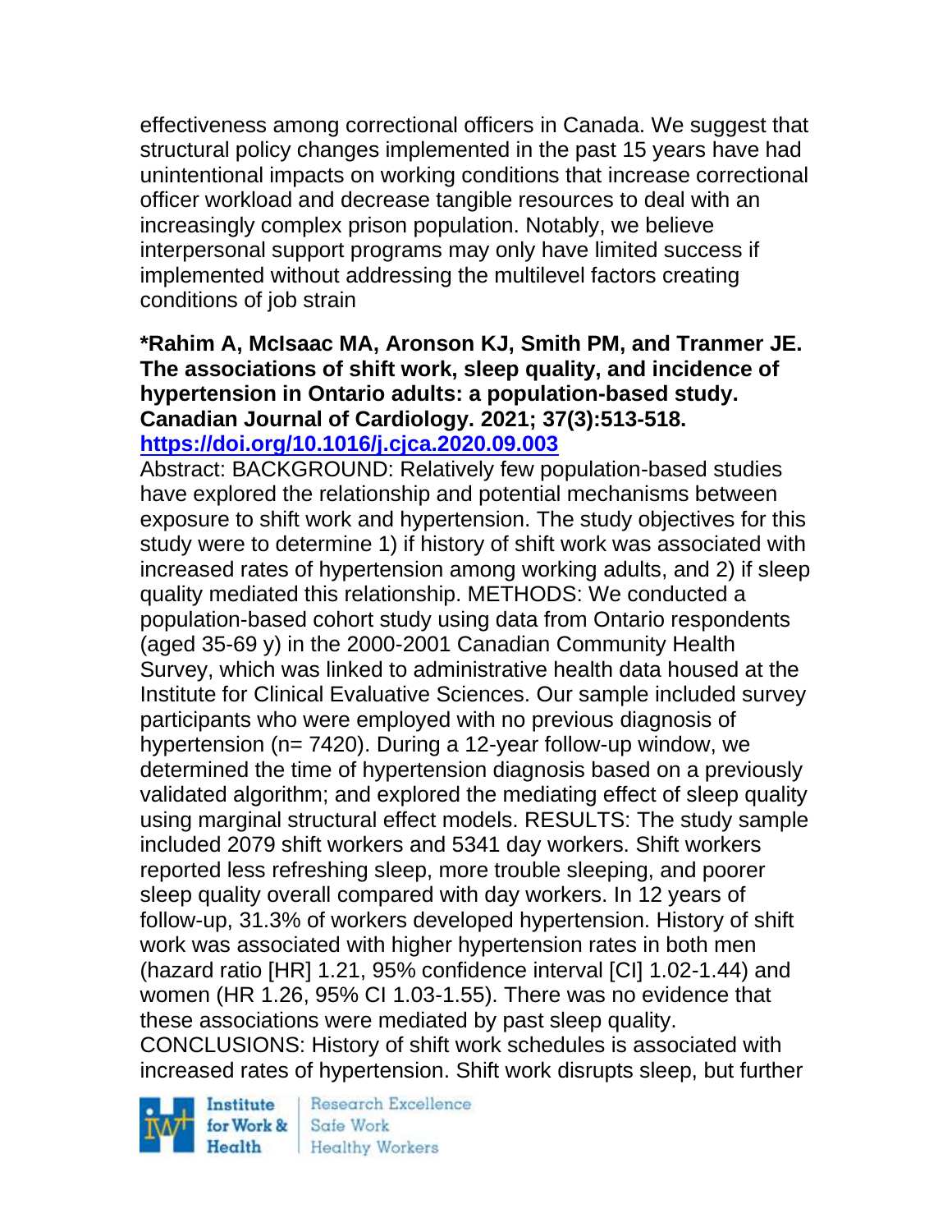effectiveness among correctional officers in Canada. We suggest that structural policy changes implemented in the past 15 years have had unintentional impacts on working conditions that increase correctional officer workload and decrease tangible resources to deal with an increasingly complex prison population. Notably, we believe interpersonal support programs may only have limited success if implemented without addressing the multilevel factors creating conditions of job strain

**\*Rahim A, McIsaac MA, Aronson KJ, Smith PM, and Tranmer JE. The associations of shift work, sleep quality, and incidence of hypertension in Ontario adults: a population-based study. Canadian Journal of Cardiology. 2021; 37(3):513-518. https://doi.org/10.1016/j.cjca.2020.09.003**

Abstract: BACKGROUND: Relatively few population-based studies have explored the relationship and potential mechanisms between exposure to shift work and hypertension. The study objectives for this study were to determine 1) if history of shift work was associated with increased rates of hypertension among working adults, and 2) if sleep quality mediated this relationship. METHODS: We conducted a population-based cohort study using data from Ontario respondents (aged 35-69 y) in the 2000-2001 Canadian Community Health Survey, which was linked to administrative health data housed at the Institute for Clinical Evaluative Sciences. Our sample included survey participants who were employed with no previous diagnosis of hypertension (n= 7420). During a 12-year follow-up window, we determined the time of hypertension diagnosis based on a previously validated algorithm; and explored the mediating effect of sleep quality using marginal structural effect models. RESULTS: The study sample included 2079 shift workers and 5341 day workers. Shift workers reported less refreshing sleep, more trouble sleeping, and poorer sleep quality overall compared with day workers. In 12 years of follow-up, 31.3% of workers developed hypertension. History of shift work was associated with higher hypertension rates in both men (hazard ratio [HR] 1.21, 95% confidence interval [CI] 1.02-1.44) and women (HR 1.26, 95% CI 1.03-1.55). There was no evidence that these associations were mediated by past sleep quality. CONCLUSIONS: History of shift work schedules is associated with increased rates of hypertension. Shift work disrupts sleep, but further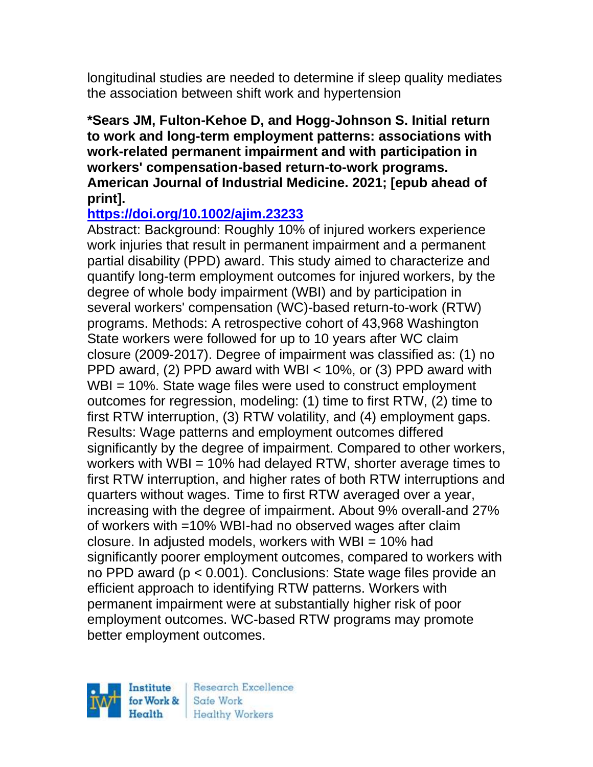longitudinal studies are needed to determine if sleep quality mediates the association between shift work and hypertension

**\*Sears JM, Fulton-Kehoe D, and Hogg-Johnson S. Initial return to work and long-term employment patterns: associations with work-related permanent impairment and with participation in workers' compensation-based return-to-work programs. American Journal of Industrial Medicine. 2021; [epub ahead of print].**

**https://doi.org/10.1002/ajim.23233**

Abstract: Background: Roughly 10% of injured workers experience work injuries that result in permanent impairment and a permanent partial disability (PPD) award. This study aimed to characterize and quantify long-term employment outcomes for injured workers, by the degree of whole body impairment (WBI) and by participation in several workers' compensation (WC)-based return-to-work (RTW) programs. Methods: A retrospective cohort of 43,968 Washington State workers were followed for up to 10 years after WC claim closure (2009-2017). Degree of impairment was classified as: (1) no PPD award, (2) PPD award with WBI < 10%, or (3) PPD award with WBI = 10%. State wage files were used to construct employment outcomes for regression, modeling: (1) time to first RTW, (2) time to first RTW interruption, (3) RTW volatility, and (4) employment gaps. Results: Wage patterns and employment outcomes differed significantly by the degree of impairment. Compared to other workers, workers with WBI = 10% had delayed RTW, shorter average times to first RTW interruption, and higher rates of both RTW interruptions and quarters without wages. Time to first RTW averaged over a year, increasing with the degree of impairment. About 9% overall-and 27% of workers with =10% WBI-had no observed wages after claim closure. In adjusted models, workers with WBI = 10% had significantly poorer employment outcomes, compared to workers with no PPD award ($p < 0.001$). Conclusions: State wage files provide an efficient approach to identifying RTW patterns. Workers with permanent impairment were at substantially higher risk of poor employment outcomes. WC-based RTW programs may promote better employment outcomes.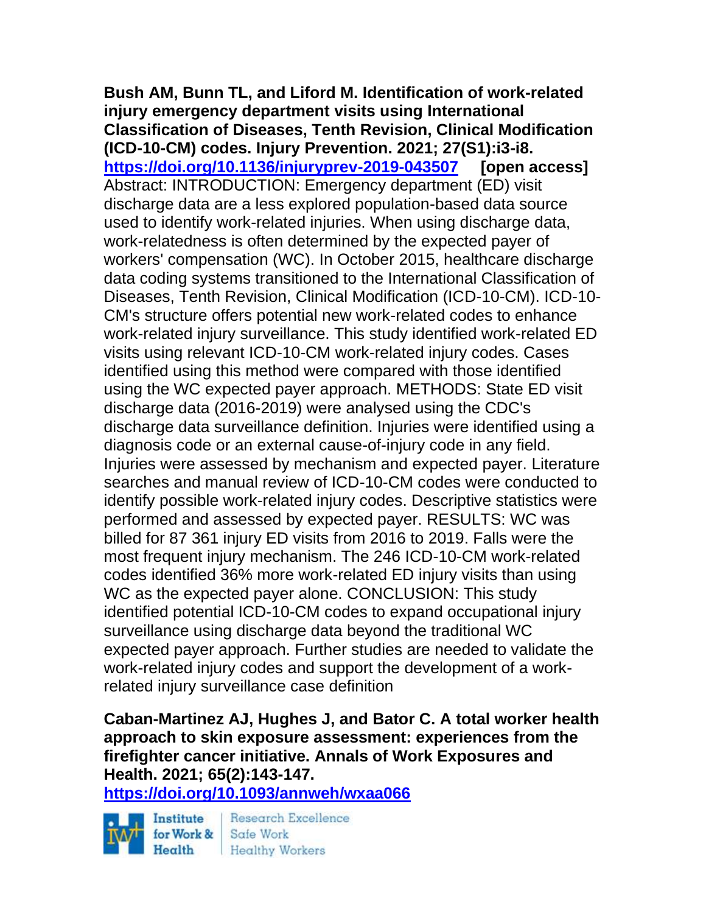**Bush AM, Bunn TL, and Liford M. Identification of work-related injury emergency department visits using International Classification of Diseases, Tenth Revision, Clinical Modification (ICD-10-CM) codes. Injury Prevention. 2021; 27(S1):i3-i8.**
https://doi.org/10.1136/injuryprev-2019-043507 **[open access]**
Abstract: INTRODUCTION: Emergency department (ED) visit discharge data are a less explored population-based data source used to identify work-related injuries. When using discharge data, work-relatedness is often determined by the expected payer of workers' compensation (WC). In October 2015, healthcare discharge data coding systems transitioned to the International Classification of Diseases, Tenth Revision, Clinical Modification (ICD-10-CM). ICD-10-CM's structure offers potential new work-related codes to enhance work-related injury surveillance. This study identified work-related ED visits using relevant ICD-10-CM work-related injury codes. Cases identified using this method were compared with those identified using the WC expected payer approach. METHODS: State ED visit discharge data (2016-2019) were analysed using the CDC's discharge data surveillance definition. Injuries were identified using a diagnosis code or an external cause-of-injury code in any field. Injuries were assessed by mechanism and expected payer. Literature searches and manual review of ICD-10-CM codes were conducted to identify possible work-related injury codes. Descriptive statistics were performed and assessed by expected payer. RESULTS: WC was billed for 87 361 injury ED visits from 2016 to 2019. Falls were the most frequent injury mechanism. The 246 ICD-10-CM work-related codes identified 36% more work-related ED injury visits than using WC as the expected payer alone. CONCLUSION: This study identified potential ICD-10-CM codes to expand occupational injury surveillance using discharge data beyond the traditional WC expected payer approach. Further studies are needed to validate the work-related injury codes and support the development of a work-related injury surveillance case definition

**Caban-Martinez AJ, Hughes J, and Bator C. A total worker health approach to skin exposure assessment: experiences from the firefighter cancer initiative. Annals of Work Exposures and Health. 2021; 65(2):143-147.**
https://doi.org/10.1093/annweh/wxaa066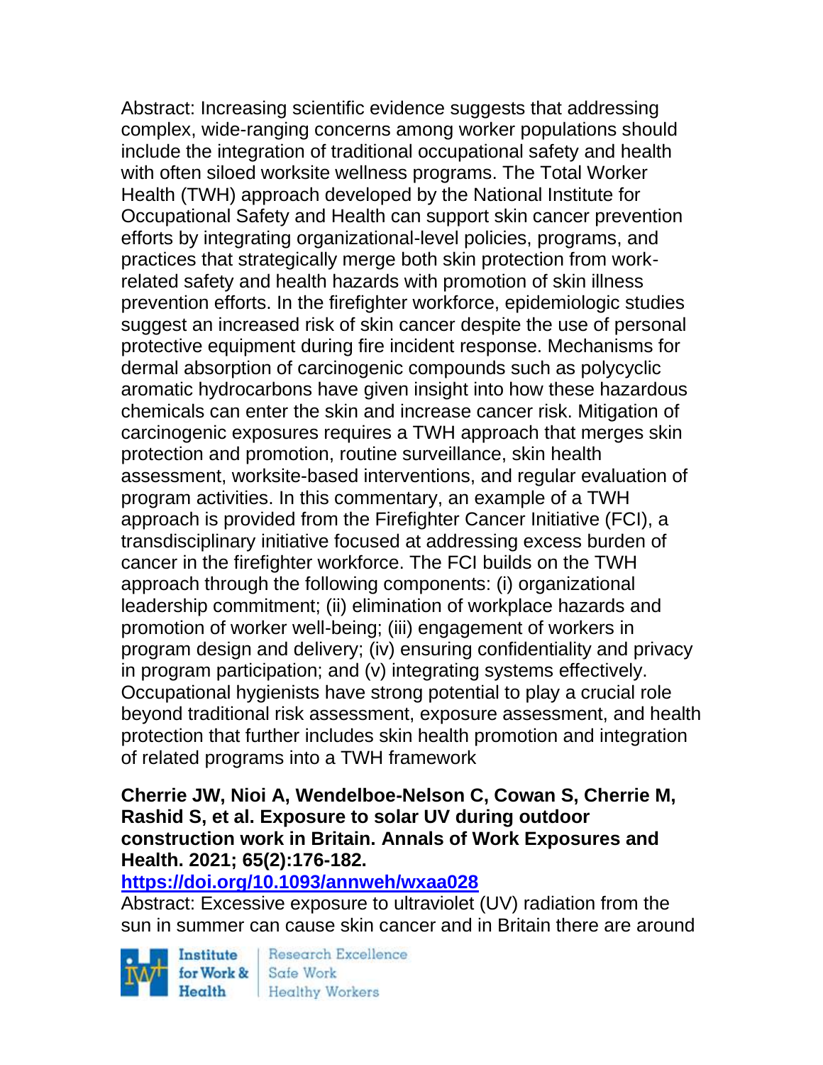Abstract: Increasing scientific evidence suggests that addressing complex, wide-ranging concerns among worker populations should include the integration of traditional occupational safety and health with often siloed worksite wellness programs. The Total Worker Health (TWH) approach developed by the National Institute for Occupational Safety and Health can support skin cancer prevention efforts by integrating organizational-level policies, programs, and practices that strategically merge both skin protection from work-related safety and health hazards with promotion of skin illness prevention efforts. In the firefighter workforce, epidemiologic studies suggest an increased risk of skin cancer despite the use of personal protective equipment during fire incident response. Mechanisms for dermal absorption of carcinogenic compounds such as polycyclic aromatic hydrocarbons have given insight into how these hazardous chemicals can enter the skin and increase cancer risk. Mitigation of carcinogenic exposures requires a TWH approach that merges skin protection and promotion, routine surveillance, skin health assessment, worksite-based interventions, and regular evaluation of program activities. In this commentary, an example of a TWH approach is provided from the Firefighter Cancer Initiative (FCI), a transdisciplinary initiative focused at addressing excess burden of cancer in the firefighter workforce. The FCI builds on the TWH approach through the following components: (i) organizational leadership commitment; (ii) elimination of workplace hazards and promotion of worker well-being; (iii) engagement of workers in program design and delivery; (iv) ensuring confidentiality and privacy in program participation; and (v) integrating systems effectively. Occupational hygienists have strong potential to play a crucial role beyond traditional risk assessment, exposure assessment, and health protection that further includes skin health promotion and integration of related programs into a TWH framework

**Cherrie JW, Nioi A, Wendelboe-Nelson C, Cowan S, Cherrie M, Rashid S, et al. Exposure to solar UV during outdoor construction work in Britain. Annals of Work Exposures and Health. 2021; 65(2):176-182.**

**https://doi.org/10.1093/annweh/wxaa028**

Abstract: Excessive exposure to ultraviolet (UV) radiation from the sun in summer can cause skin cancer and in Britain there are around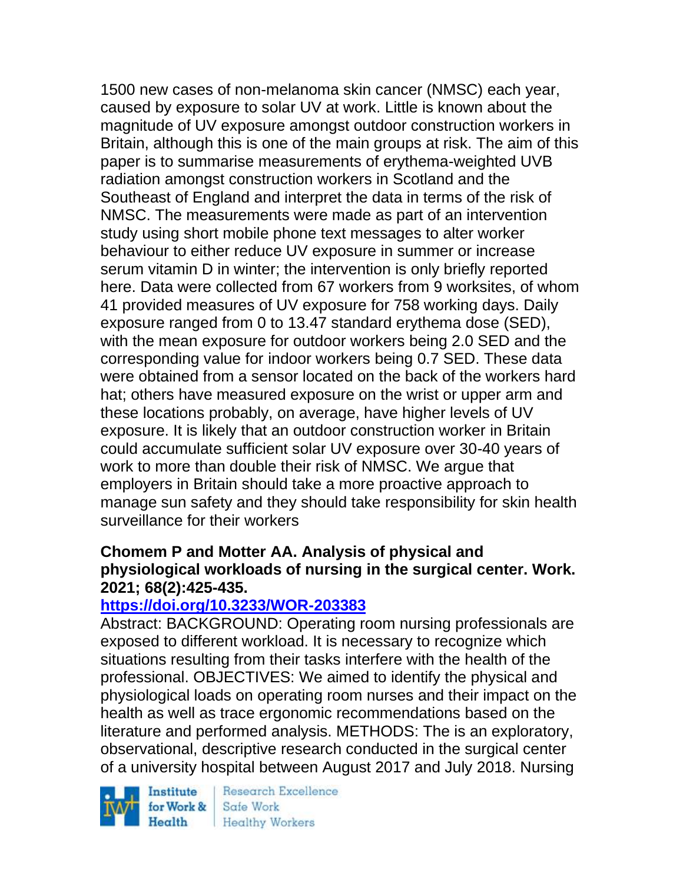1500 new cases of non-melanoma skin cancer (NMSC) each year, caused by exposure to solar UV at work. Little is known about the magnitude of UV exposure amongst outdoor construction workers in Britain, although this is one of the main groups at risk. The aim of this paper is to summarise measurements of erythema-weighted UVB radiation amongst construction workers in Scotland and the Southeast of England and interpret the data in terms of the risk of NMSC. The measurements were made as part of an intervention study using short mobile phone text messages to alter worker behaviour to either reduce UV exposure in summer or increase serum vitamin D in winter; the intervention is only briefly reported here. Data were collected from 67 workers from 9 worksites, of whom 41 provided measures of UV exposure for 758 working days. Daily exposure ranged from 0 to 13.47 standard erythema dose (SED), with the mean exposure for outdoor workers being 2.0 SED and the corresponding value for indoor workers being 0.7 SED. These data were obtained from a sensor located on the back of the workers hard hat; others have measured exposure on the wrist or upper arm and these locations probably, on average, have higher levels of UV exposure. It is likely that an outdoor construction worker in Britain could accumulate sufficient solar UV exposure over 30-40 years of work to more than double their risk of NMSC. We argue that employers in Britain should take a more proactive approach to manage sun safety and they should take responsibility for skin health surveillance for their workers

**Chomem P and Motter AA. Analysis of physical and physiological workloads of nursing in the surgical center. Work. 2021; 68(2):425-435.**

**https://doi.org/10.3233/WOR-203383**

Abstract: BACKGROUND: Operating room nursing professionals are exposed to different workload. It is necessary to recognize which situations resulting from their tasks interfere with the health of the professional. OBJECTIVES: We aimed to identify the physical and physiological loads on operating room nurses and their impact on the health as well as trace ergonomic recommendations based on the literature and performed analysis. METHODS: The is an exploratory, observational, descriptive research conducted in the surgical center of a university hospital between August 2017 and July 2018. Nursing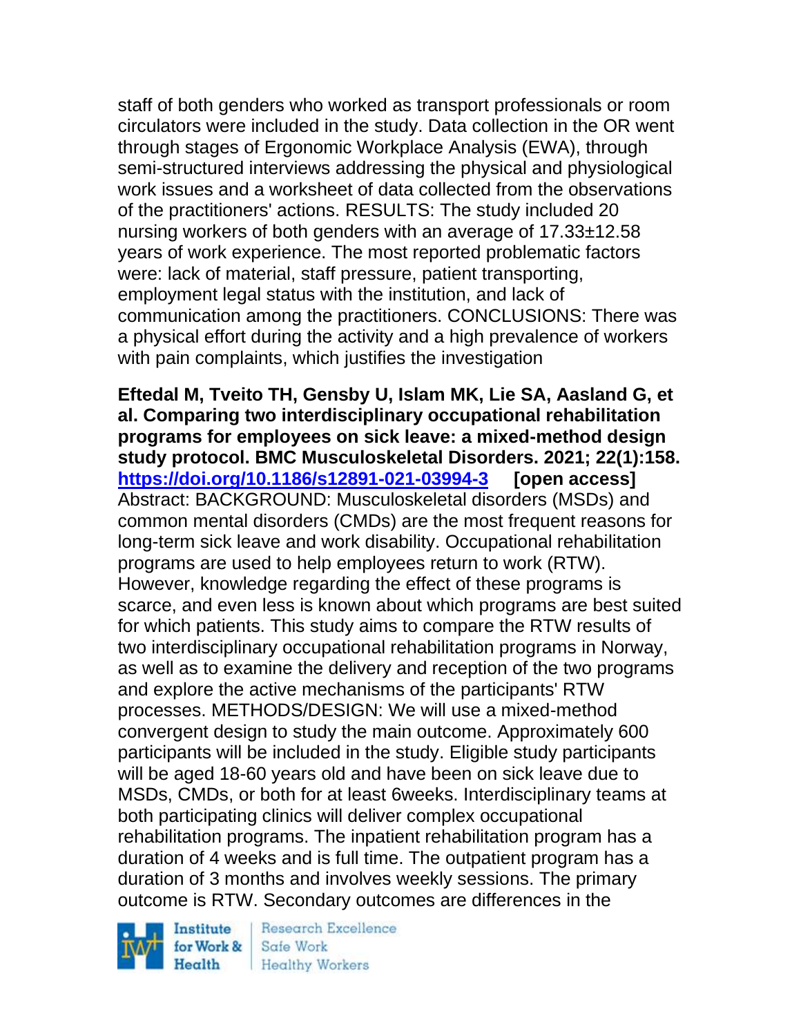staff of both genders who worked as transport professionals or room circulators were included in the study. Data collection in the OR went through stages of Ergonomic Workplace Analysis (EWA), through semi-structured interviews addressing the physical and physiological work issues and a worksheet of data collected from the observations of the practitioners' actions. RESULTS: The study included 20 nursing workers of both genders with an average of 17.33±12.58 years of work experience. The most reported problematic factors were: lack of material, staff pressure, patient transporting, employment legal status with the institution, and lack of communication among the practitioners. CONCLUSIONS: There was a physical effort during the activity and a high prevalence of workers with pain complaints, which justifies the investigation

**Eftedal M, Tveito TH, Gensby U, Islam MK, Lie SA, Aasland G, et al. Comparing two interdisciplinary occupational rehabilitation programs for employees on sick leave: a mixed-method design study protocol. BMC Musculoskeletal Disorders. 2021; 22(1):158. https://doi.org/10.1186/s12891-021-03994-3 [open access]**
Abstract: BACKGROUND: Musculoskeletal disorders (MSDs) and common mental disorders (CMDs) are the most frequent reasons for long-term sick leave and work disability. Occupational rehabilitation programs are used to help employees return to work (RTW). However, knowledge regarding the effect of these programs is scarce, and even less is known about which programs are best suited for which patients. This study aims to compare the RTW results of two interdisciplinary occupational rehabilitation programs in Norway, as well as to examine the delivery and reception of the two programs and explore the active mechanisms of the participants' RTW processes. METHODS/DESIGN: We will use a mixed-method convergent design to study the main outcome. Approximately 600 participants will be included in the study. Eligible study participants will be aged 18-60 years old and have been on sick leave due to MSDs, CMDs, or both for at least 6weeks. Interdisciplinary teams at both participating clinics will deliver complex occupational rehabilitation programs. The inpatient rehabilitation program has a duration of 4 weeks and is full time. The outpatient program has a duration of 3 months and involves weekly sessions. The primary outcome is RTW. Secondary outcomes are differences in the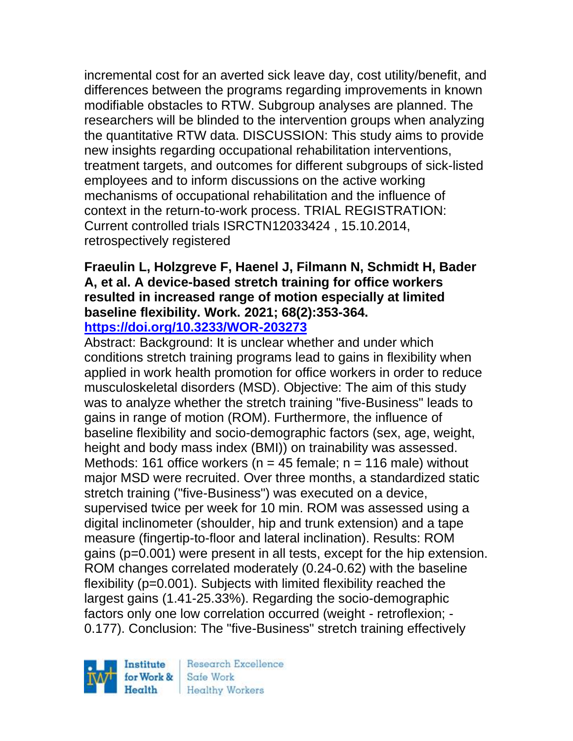incremental cost for an averted sick leave day, cost utility/benefit, and differences between the programs regarding improvements in known modifiable obstacles to RTW. Subgroup analyses are planned. The researchers will be blinded to the intervention groups when analyzing the quantitative RTW data. DISCUSSION: This study aims to provide new insights regarding occupational rehabilitation interventions, treatment targets, and outcomes for different subgroups of sick-listed employees and to inform discussions on the active working mechanisms of occupational rehabilitation and the influence of context in the return-to-work process. TRIAL REGISTRATION: Current controlled trials ISRCTN12033424 , 15.10.2014, retrospectively registered

**Fraeulin L, Holzgreve F, Haenel J, Filmann N, Schmidt H, Bader A, et al. A device-based stretch training for office workers resulted in increased range of motion especially at limited baseline flexibility. Work. 2021; 68(2):353-364.**
**https://doi.org/10.3233/WOR-203273**

Abstract: Background: It is unclear whether and under which conditions stretch training programs lead to gains in flexibility when applied in work health promotion for office workers in order to reduce musculoskeletal disorders (MSD). Objective: The aim of this study was to analyze whether the stretch training "five-Business" leads to gains in range of motion (ROM). Furthermore, the influence of baseline flexibility and socio-demographic factors (sex, age, weight, height and body mass index (BMI)) on trainability was assessed. Methods: 161 office workers ($n = 45$ female; $n = 116$ male) without major MSD were recruited. Over three months, a standardized static stretch training ("five-Business") was executed on a device, supervised twice per week for 10 min. ROM was assessed using a digital inclinometer (shoulder, hip and trunk extension) and a tape measure (fingertip-to-floor and lateral inclination). Results: ROM gains ($p=0.001$) were present in all tests, except for the hip extension. ROM changes correlated moderately (0.24-0.62) with the baseline flexibility ($p=0.001$). Subjects with limited flexibility reached the largest gains (1.41-25.33%). Regarding the socio-demographic factors only one low correlation occurred (weight - retroflexion; -0.177). Conclusion: The "five-Business" stretch training effectively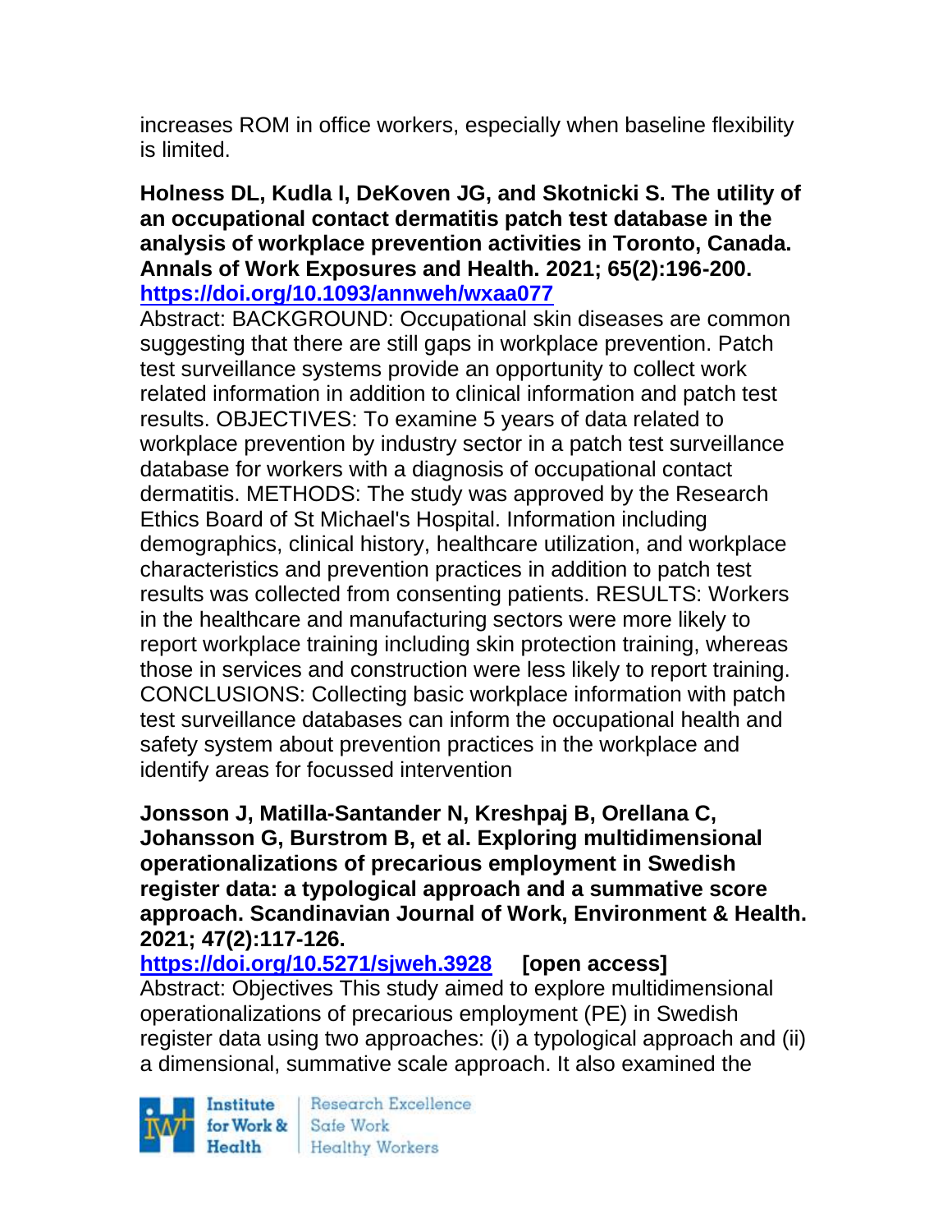increases ROM in office workers, especially when baseline flexibility is limited.

**Holness DL, Kudla I, DeKoven JG, and Skotnicki S. The utility of an occupational contact dermatitis patch test database in the analysis of workplace prevention activities in Toronto, Canada. Annals of Work Exposures and Health. 2021; 65(2):196-200. https://doi.org/10.1093/annweh/wxaa077**

Abstract: BACKGROUND: Occupational skin diseases are common suggesting that there are still gaps in workplace prevention. Patch test surveillance systems provide an opportunity to collect work related information in addition to clinical information and patch test results. OBJECTIVES: To examine 5 years of data related to workplace prevention by industry sector in a patch test surveillance database for workers with a diagnosis of occupational contact dermatitis. METHODS: The study was approved by the Research Ethics Board of St Michael's Hospital. Information including demographics, clinical history, healthcare utilization, and workplace characteristics and prevention practices in addition to patch test results was collected from consenting patients. RESULTS: Workers in the healthcare and manufacturing sectors were more likely to report workplace training including skin protection training, whereas those in services and construction were less likely to report training. CONCLUSIONS: Collecting basic workplace information with patch test surveillance databases can inform the occupational health and safety system about prevention practices in the workplace and identify areas for focussed intervention

**Jonsson J, Matilla-Santander N, Kreshpaj B, Orellana C, Johansson G, Burstrom B, et al. Exploring multidimensional operationalizations of precarious employment in Swedish register data: a typological approach and a summative score approach. Scandinavian Journal of Work, Environment & Health. 2021; 47(2):117-126. https://doi.org/10.5271/sjweh.3928 [open access]**

Abstract: Objectives This study aimed to explore multidimensional operationalizations of precarious employment (PE) in Swedish register data using two approaches: (i) a typological approach and (ii) a dimensional, summative scale approach. It also examined the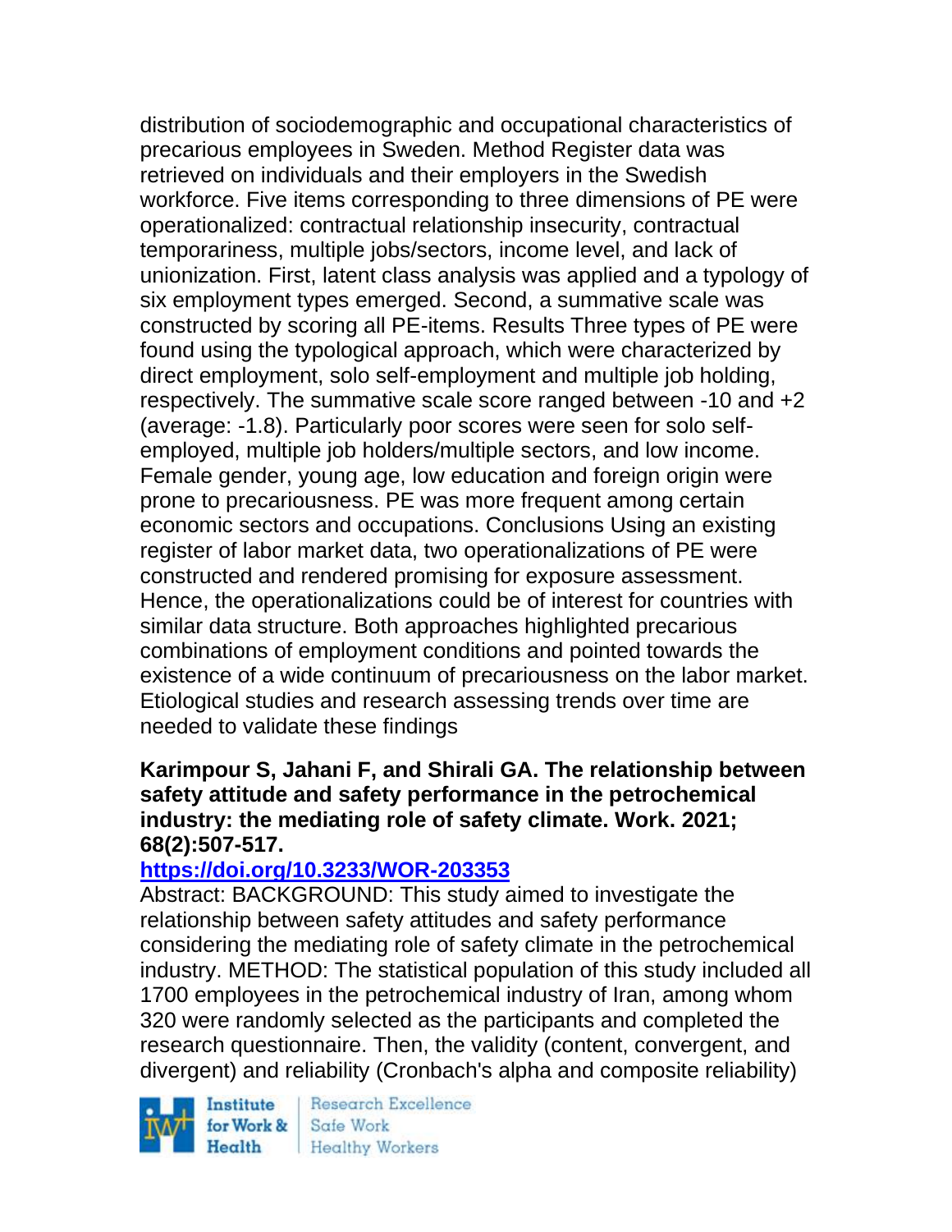distribution of sociodemographic and occupational characteristics of precarious employees in Sweden. Method Register data was retrieved on individuals and their employers in the Swedish workforce. Five items corresponding to three dimensions of PE were operationalized: contractual relationship insecurity, contractual temporariness, multiple jobs/sectors, income level, and lack of unionization. First, latent class analysis was applied and a typology of six employment types emerged. Second, a summative scale was constructed by scoring all PE-items. Results Three types of PE were found using the typological approach, which were characterized by direct employment, solo self-employment and multiple job holding, respectively. The summative scale score ranged between -10 and +2 (average: -1.8). Particularly poor scores were seen for solo self-employed, multiple job holders/multiple sectors, and low income. Female gender, young age, low education and foreign origin were prone to precariousness. PE was more frequent among certain economic sectors and occupations. Conclusions Using an existing register of labor market data, two operationalizations of PE were constructed and rendered promising for exposure assessment. Hence, the operationalizations could be of interest for countries with similar data structure. Both approaches highlighted precarious combinations of employment conditions and pointed towards the existence of a wide continuum of precariousness on the labor market. Etiological studies and research assessing trends over time are needed to validate these findings

**Karimpour S, Jahani F, and Shirali GA. The relationship between safety attitude and safety performance in the petrochemical industry: the mediating role of safety climate. Work. 2021; 68(2):507-517.**

**https://doi.org/10.3233/WOR-203353**

Abstract: BACKGROUND: This study aimed to investigate the relationship between safety attitudes and safety performance considering the mediating role of safety climate in the petrochemical industry. METHOD: The statistical population of this study included all 1700 employees in the petrochemical industry of Iran, among whom 320 were randomly selected as the participants and completed the research questionnaire. Then, the validity (content, convergent, and divergent) and reliability (Cronbach's alpha and composite reliability)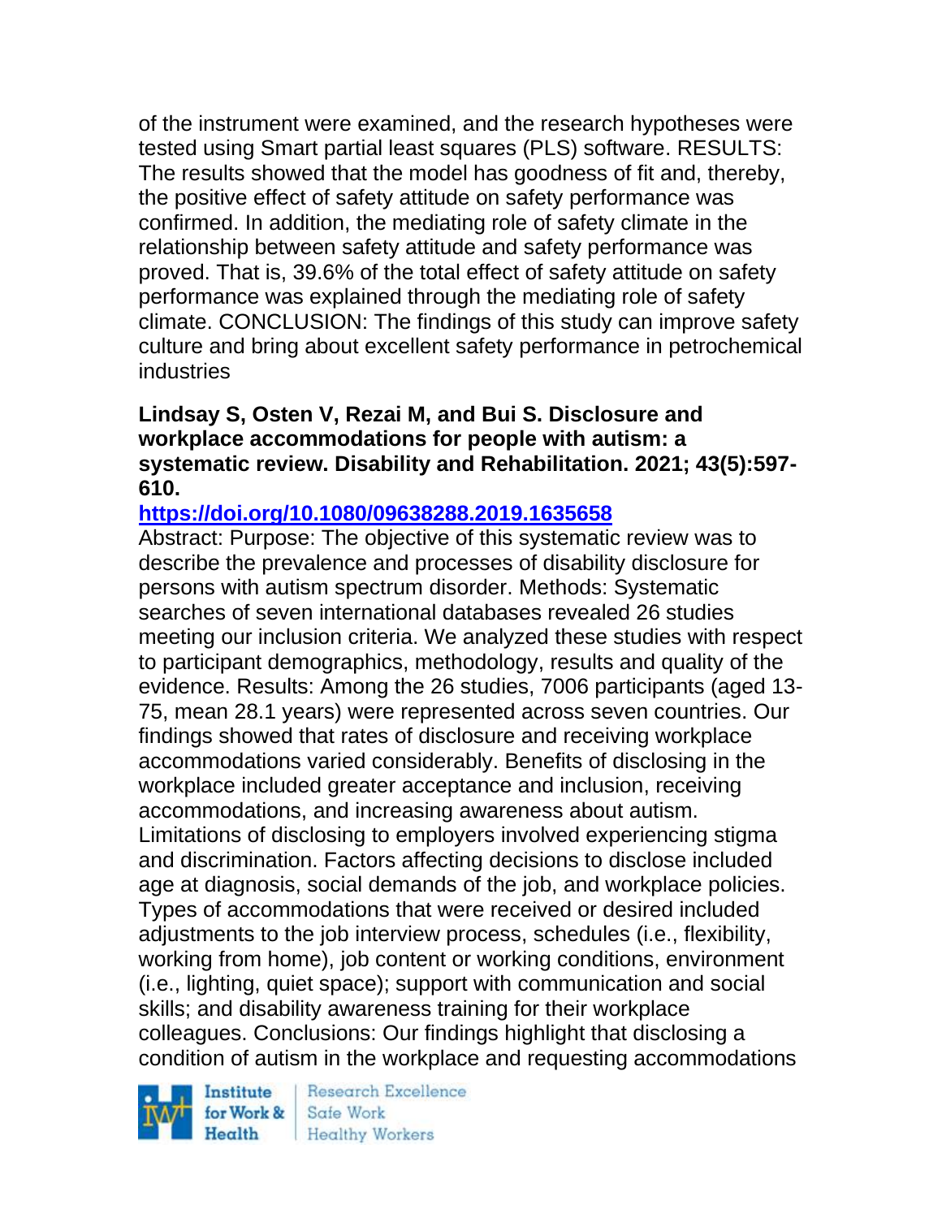of the instrument were examined, and the research hypotheses were tested using Smart partial least squares (PLS) software. RESULTS: The results showed that the model has goodness of fit and, thereby, the positive effect of safety attitude on safety performance was confirmed. In addition, the mediating role of safety climate in the relationship between safety attitude and safety performance was proved. That is, 39.6% of the total effect of safety attitude on safety performance was explained through the mediating role of safety climate. CONCLUSION: The findings of this study can improve safety culture and bring about excellent safety performance in petrochemical industries

**Lindsay S, Osten V, Rezai M, and Bui S. Disclosure and workplace accommodations for people with autism: a systematic review. Disability and Rehabilitation. 2021; 43(5):597-610.**

**https://doi.org/10.1080/09638288.2019.1635658**

Abstract: Purpose: The objective of this systematic review was to describe the prevalence and processes of disability disclosure for persons with autism spectrum disorder. Methods: Systematic searches of seven international databases revealed 26 studies meeting our inclusion criteria. We analyzed these studies with respect to participant demographics, methodology, results and quality of the evidence. Results: Among the 26 studies, 7006 participants (aged 13-75, mean 28.1 years) were represented across seven countries. Our findings showed that rates of disclosure and receiving workplace accommodations varied considerably. Benefits of disclosing in the workplace included greater acceptance and inclusion, receiving accommodations, and increasing awareness about autism. Limitations of disclosing to employers involved experiencing stigma and discrimination. Factors affecting decisions to disclose included age at diagnosis, social demands of the job, and workplace policies. Types of accommodations that were received or desired included adjustments to the job interview process, schedules (i.e., flexibility, working from home), job content or working conditions, environment (i.e., lighting, quiet space); support with communication and social skills; and disability awareness training for their workplace colleagues. Conclusions: Our findings highlight that disclosing a condition of autism in the workplace and requesting accommodations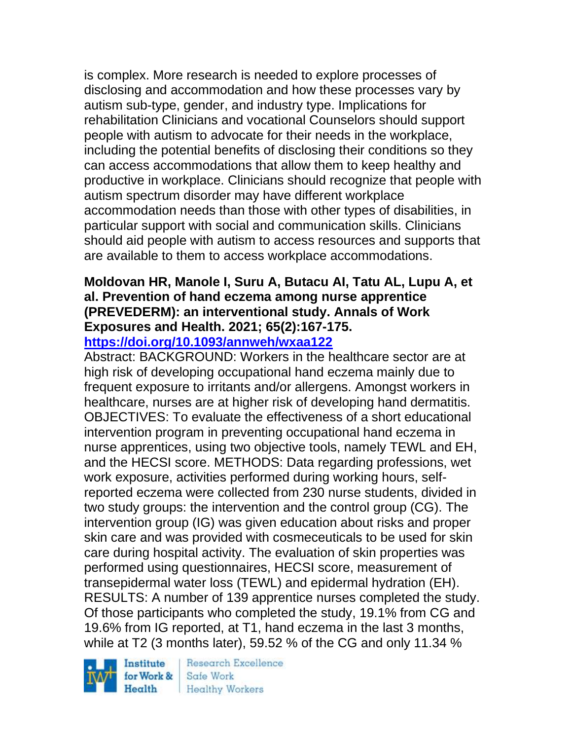is complex. More research is needed to explore processes of disclosing and accommodation and how these processes vary by autism sub-type, gender, and industry type. Implications for rehabilitation Clinicians and vocational Counselors should support people with autism to advocate for their needs in the workplace, including the potential benefits of disclosing their conditions so they can access accommodations that allow them to keep healthy and productive in workplace. Clinicians should recognize that people with autism spectrum disorder may have different workplace accommodation needs than those with other types of disabilities, in particular support with social and communication skills. Clinicians should aid people with autism to access resources and supports that are available to them to access workplace accommodations.

**Moldovan HR, Manole I, Suru A, Butacu AI, Tatu AL, Lupu A, et al. Prevention of hand eczema among nurse apprentice (PREVEDERM): an interventional study. Annals of Work Exposures and Health. 2021; 65(2):167-175.**
**https://doi.org/10.1093/annweh/wxaa122**

Abstract: BACKGROUND: Workers in the healthcare sector are at high risk of developing occupational hand eczema mainly due to frequent exposure to irritants and/or allergens. Amongst workers in healthcare, nurses are at higher risk of developing hand dermatitis. OBJECTIVES: To evaluate the effectiveness of a short educational intervention program in preventing occupational hand eczema in nurse apprentices, using two objective tools, namely TEWL and EH, and the HECSI score. METHODS: Data regarding professions, wet work exposure, activities performed during working hours, self-reported eczema were collected from 230 nurse students, divided in two study groups: the intervention and the control group (CG). The intervention group (IG) was given education about risks and proper skin care and was provided with cosmeceuticals to be used for skin care during hospital activity. The evaluation of skin properties was performed using questionnaires, HECSI score, measurement of transepidermal water loss (TEWL) and epidermal hydration (EH). RESULTS: A number of 139 apprentice nurses completed the study. Of those participants who completed the study, 19.1% from CG and 19.6% from IG reported, at T1, hand eczema in the last 3 months, while at T2 (3 months later), 59.52 % of the CG and only 11.34 %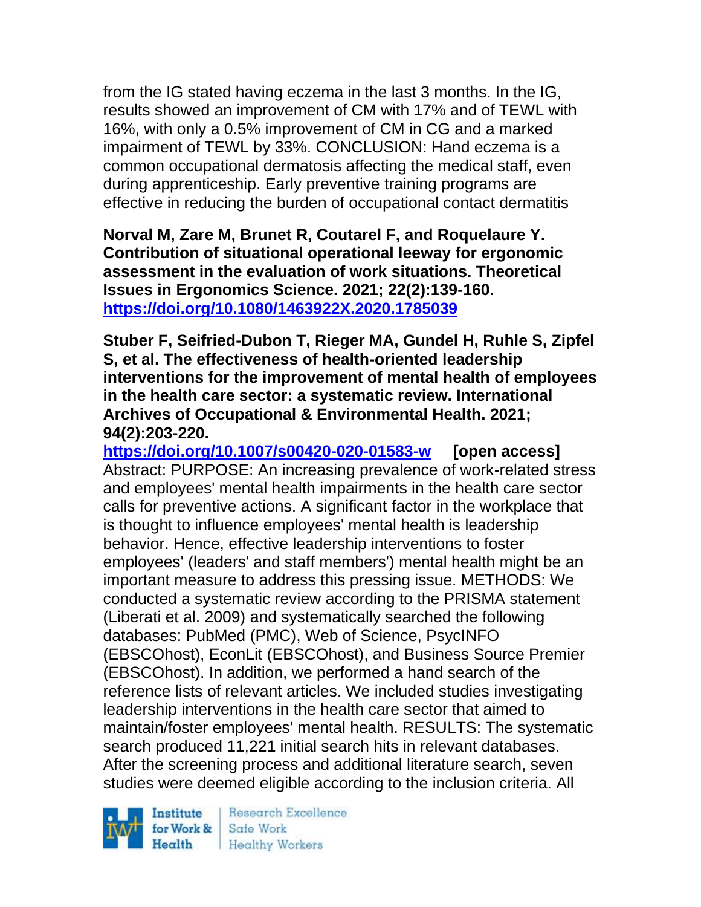from the IG stated having eczema in the last 3 months. In the IG, results showed an improvement of CM with 17% and of TEWL with 16%, with only a 0.5% improvement of CM in CG and a marked impairment of TEWL by 33%. CONCLUSION: Hand eczema is a common occupational dermatosis affecting the medical staff, even during apprenticeship. Early preventive training programs are effective in reducing the burden of occupational contact dermatitis

**Norval M, Zare M, Brunet R, Coutarel F, and Roquelaure Y. Contribution of situational operational leeway for ergonomic assessment in the evaluation of work situations. Theoretical Issues in Ergonomics Science. 2021; 22(2):139-160. https://doi.org/10.1080/1463922X.2020.1785039**

**Stuber F, Seifried-Dubon T, Rieger MA, Gundel H, Ruhle S, Zipfel S, et al. The effectiveness of health-oriented leadership interventions for the improvement of mental health of employees in the health care sector: a systematic review. International Archives of Occupational & Environmental Health. 2021; 94(2):203-220.**
**https://doi.org/10.1007/s00420-020-01583-w [open access]**
Abstract: PURPOSE: An increasing prevalence of work-related stress and employees' mental health impairments in the health care sector calls for preventive actions. A significant factor in the workplace that is thought to influence employees' mental health is leadership behavior. Hence, effective leadership interventions to foster employees' (leaders' and staff members') mental health might be an important measure to address this pressing issue. METHODS: We conducted a systematic review according to the PRISMA statement (Liberati et al. 2009) and systematically searched the following databases: PubMed (PMC), Web of Science, PsycINFO (EBSCOhost), EconLit (EBSCOhost), and Business Source Premier (EBSCOhost). In addition, we performed a hand search of the reference lists of relevant articles. We included studies investigating leadership interventions in the health care sector that aimed to maintain/foster employees' mental health. RESULTS: The systematic search produced 11,221 initial search hits in relevant databases. After the screening process and additional literature search, seven studies were deemed eligible according to the inclusion criteria. All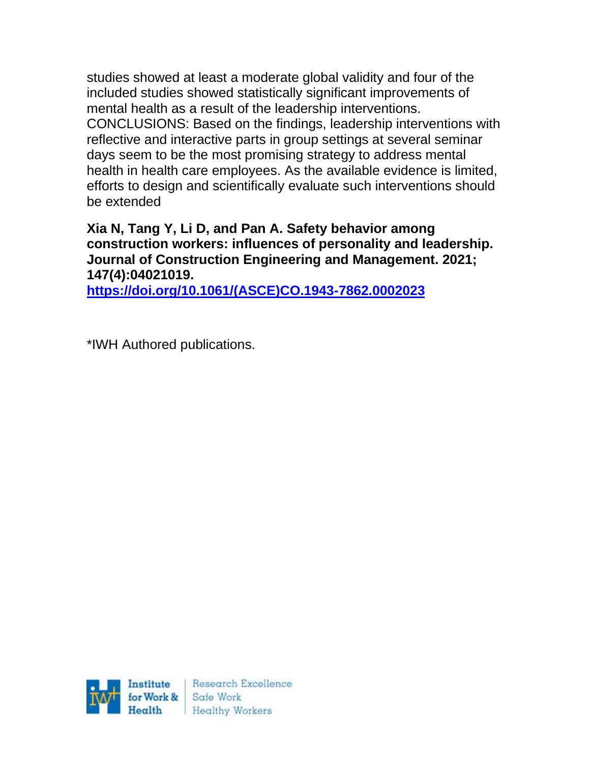studies showed at least a moderate global validity and four of the included studies showed statistically significant improvements of mental health as a result of the leadership interventions. CONCLUSIONS: Based on the findings, leadership interventions with reflective and interactive parts in group settings at several seminar days seem to be the most promising strategy to address mental health in health care employees. As the available evidence is limited, efforts to design and scientifically evaluate such interventions should be extended

**Xia N, Tang Y, Li D, and Pan A. Safety behavior among construction workers: influences of personality and leadership. Journal of Construction Engineering and Management. 2021; 147(4):04021019.**
**https://doi.org/10.1061/(ASCE)CO.1943-7862.0002023**

*IWH Authored publications.